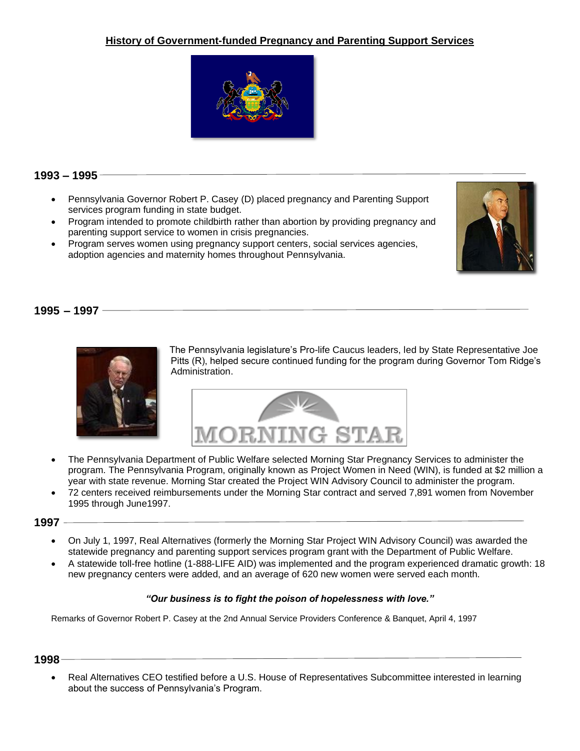# History of Government-funded Pregnancy and Parenting Support Services

## 1993 – 1995

- Pennsylvania Governor Robert P. Casey (D) placed pregnancy and Parenting Support services program funding in state budget.
- Program intended to promote childbirth rather than abortion by providing pregnancy and parenting support service to women in crisis pregnancies.
- Program serves women using pregnancy support centers, social services agencies, adoption agencies and maternity homes throughout Pennsylvania.

## 1995 – 1997

The Pennsylvania legislature's Pro-life Caucus leaders, led by State Representative Joe Pitts (R), helped secure continued funding for the program during Governor Tom Ridge's Administration.

MORNING STAR

- The Pennsylvania Department of Public Welfare selected Morning Star Pregnancy Services to administer the program. The Pennsylvania Program, originally known as Project Women in Need (WIN), is funded at $2 million a year with state revenue. Morning Star created the Project WIN Advisory Council to administer the program.
- 72 centers received reimbursements under the Morning Star contract and served 7,891 women from November 1995 through June1997.

## 1997

- On July 1, 1997, Real Alternatives (formerly the Morning Star Project WIN Advisory Council) was awarded the statewide pregnancy and parenting support services program grant with the Department of Public Welfare.
- A statewide toll-free hotline (1-888-LIFE AID) was implemented and the program experienced dramatic growth: 18 new pregnancy centers were added, and an average of 620 new women were served each month.

***"Our business is to fight the poison of hopelessness with love."***

Remarks of Governor Robert P. Casey at the 2nd Annual Service Providers Conference & Banquet, April 4, 1997

## 1998

- Real Alternatives CEO testified before a U.S. House of Representatives Subcommittee interested in learning about the success of Pennsylvania's Program.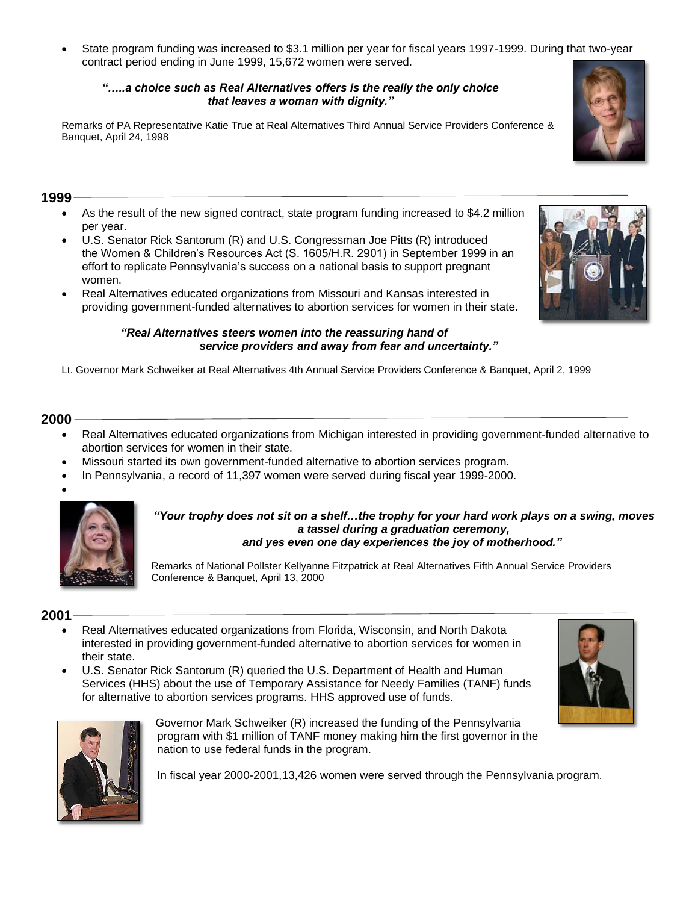- State program funding was increased to $3.1 million per year for fiscal years 1997-1999. During that two-year contract period ending in June 1999, 15,672 women were served.

***"…..a choice such as Real Alternatives offers is the really the only choice that leaves a woman with dignity."***

Remarks of PA Representative Katie True at Real Alternatives Third Annual Service Providers Conference & Banquet, April 24, 1998

## 1999

- As the result of the new signed contract, state program funding increased to $4.2 million per year.
- U.S. Senator Rick Santorum (R) and U.S. Congressman Joe Pitts (R) introduced the Women & Children's Resources Act (S. 1605/H.R. 2901) in September 1999 in an effort to replicate Pennsylvania's success on a national basis to support pregnant women.
- Real Alternatives educated organizations from Missouri and Kansas interested in providing government-funded alternatives to abortion services for women in their state.

***"Real Alternatives steers women into the reassuring hand of service providers and away from fear and uncertainty."***

Lt. Governor Mark Schweiker at Real Alternatives 4th Annual Service Providers Conference & Banquet, April 2, 1999

## 2000

- Real Alternatives educated organizations from Michigan interested in providing government-funded alternative to abortion services for women in their state.
- Missouri started its own government-funded alternative to abortion services program.
- In Pennsylvania, a record of 11,397 women were served during fiscal year 1999-2000.

***"Your trophy does not sit on a shelf…the trophy for your hard work plays on a swing, moves a tassel during a graduation ceremony, and yes even one day experiences the joy of motherhood."***

Remarks of National Pollster Kellyanne Fitzpatrick at Real Alternatives Fifth Annual Service Providers Conference & Banquet, April 13, 2000

## 2001

- Real Alternatives educated organizations from Florida, Wisconsin, and North Dakota interested in providing government-funded alternative to abortion services for women in their state.
- U.S. Senator Rick Santorum (R) queried the U.S. Department of Health and Human Services (HHS) about the use of Temporary Assistance for Needy Families (TANF) funds for alternative to abortion services programs. HHS approved use of funds.

Governor Mark Schweiker (R) increased the funding of the Pennsylvania program with $1 million of TANF money making him the first governor in the nation to use federal funds in the program.

In fiscal year 2000-2001,13,426 women were served through the Pennsylvania program.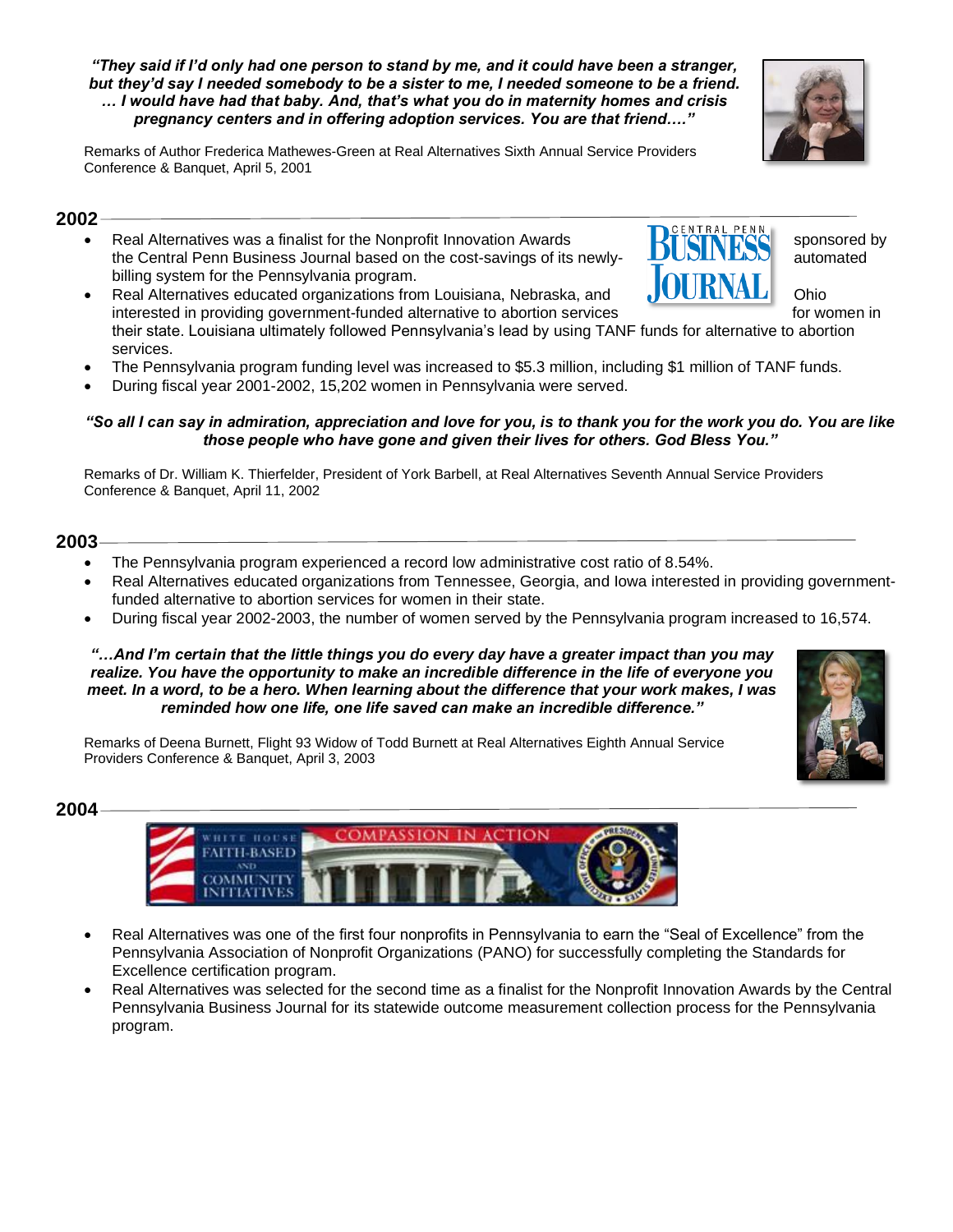***"They said if I'd only had one person to stand by me, and it could have been a stranger, but they'd say I needed somebody to be a sister to me, I needed someone to be a friend. … I would have had that baby. And, that's what you do in maternity homes and crisis pregnancy centers and in offering adoption services. You are that friend…."***

Remarks of Author Frederica Mathewes-Green at Real Alternatives Sixth Annual Service Providers Conference & Banquet, April 5, 2001

## 2002

- Real Alternatives was a finalist for the Nonprofit Innovation Awards sponsored by the Central Penn Business Journal based on the cost-savings of its newly-automated billing system for the Pennsylvania program.
- Real Alternatives educated organizations from Louisiana, Nebraska, and Ohio interested in providing government-funded alternative to abortion services for women in their state. Louisiana ultimately followed Pennsylvania's lead by using TANF funds for alternative to abortion services.
- The Pennsylvania program funding level was increased to $5.3 million, including $1 million of TANF funds.
- During fiscal year 2001-2002, 15,202 women in Pennsylvania were served.

***"So all I can say in admiration, appreciation and love for you, is to thank you for the work you do. You are like those people who have gone and given their lives for others. God Bless You."***

Remarks of Dr. William K. Thierfelder, President of York Barbell, at Real Alternatives Seventh Annual Service Providers Conference & Banquet, April 11, 2002

## 2003

- The Pennsylvania program experienced a record low administrative cost ratio of 8.54%.
- Real Alternatives educated organizations from Tennessee, Georgia, and Iowa interested in providing government-funded alternative to abortion services for women in their state.
- During fiscal year 2002-2003, the number of women served by the Pennsylvania program increased to 16,574.

***"…And I'm certain that the little things you do every day have a greater impact than you may realize. You have the opportunity to make an incredible difference in the life of everyone you meet. In a word, to be a hero. When learning about the difference that your work makes, I was reminded how one life, one life saved can make an incredible difference."***

Remarks of Deena Burnett, Flight 93 Widow of Todd Burnett at Real Alternatives Eighth Annual Service Providers Conference & Banquet, April 3, 2003

## 2004

- Real Alternatives was one of the first four nonprofits in Pennsylvania to earn the "Seal of Excellence" from the Pennsylvania Association of Nonprofit Organizations (PANO) for successfully completing the Standards for Excellence certification program.
- Real Alternatives was selected for the second time as a finalist for the Nonprofit Innovation Awards by the Central Pennsylvania Business Journal for its statewide outcome measurement collection process for the Pennsylvania program.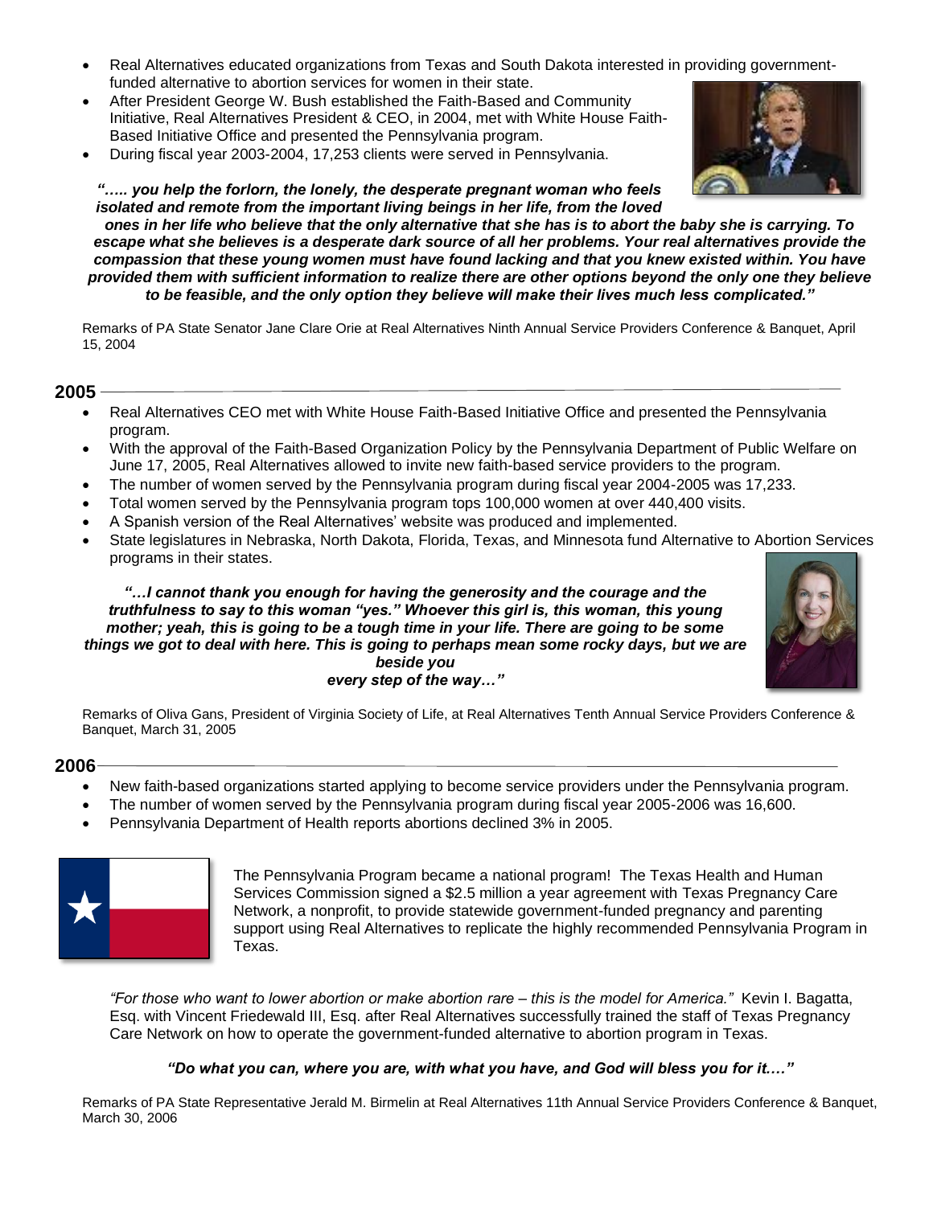- Real Alternatives educated organizations from Texas and South Dakota interested in providing government-funded alternative to abortion services for women in their state.
- After President George W. Bush established the Faith-Based and Community Initiative, Real Alternatives President & CEO, in 2004, met with White House Faith-Based Initiative Office and presented the Pennsylvania program.
- During fiscal year 2003-2004, 17,253 clients were served in Pennsylvania.

***"….. you help the forlorn, the lonely, the desperate pregnant woman who feels isolated and remote from the important living beings in her life, from the loved ones in her life who believe that the only alternative that she has is to abort the baby she is carrying. To escape what she believes is a desperate dark source of all her problems. Your real alternatives provide the compassion that these young women must have found lacking and that you knew existed within. You have provided them with sufficient information to realize there are other options beyond the only one they believe to be feasible, and the only option they believe will make their lives much less complicated."***

Remarks of PA State Senator Jane Clare Orie at Real Alternatives Ninth Annual Service Providers Conference & Banquet, April 15, 2004

## 2005

- Real Alternatives CEO met with White House Faith-Based Initiative Office and presented the Pennsylvania program.
- With the approval of the Faith-Based Organization Policy by the Pennsylvania Department of Public Welfare on June 17, 2005, Real Alternatives allowed to invite new faith-based service providers to the program.
- The number of women served by the Pennsylvania program during fiscal year 2004-2005 was 17,233.
- Total women served by the Pennsylvania program tops 100,000 women at over 440,400 visits.
- A Spanish version of the Real Alternatives' website was produced and implemented.
- State legislatures in Nebraska, North Dakota, Florida, Texas, and Minnesota fund Alternative to Abortion Services programs in their states.

***"…I cannot thank you enough for having the generosity and the courage and the truthfulness to say to this woman "yes." Whoever this girl is, this woman, this young mother; yeah, this is going to be a tough time in your life. There are going to be some things we got to deal with here. This is going to perhaps mean some rocky days, but we are beside you every step of the way…"***

Remarks of Oliva Gans, President of Virginia Society of Life, at Real Alternatives Tenth Annual Service Providers Conference & Banquet, March 31, 2005

## 2006

- New faith-based organizations started applying to become service providers under the Pennsylvania program.
- The number of women served by the Pennsylvania program during fiscal year 2005-2006 was 16,600.
- Pennsylvania Department of Health reports abortions declined 3% in 2005.

The Pennsylvania Program became a national program! The Texas Health and Human Services Commission signed a $2.5 million a year agreement with Texas Pregnancy Care Network, a nonprofit, to provide statewide government-funded pregnancy and parenting support using Real Alternatives to replicate the highly recommended Pennsylvania Program in Texas.

*"For those who want to lower abortion or make abortion rare – this is the model for America."* Kevin I. Bagatta, Esq. with Vincent Friedewald III, Esq. after Real Alternatives successfully trained the staff of Texas Pregnancy Care Network on how to operate the government-funded alternative to abortion program in Texas.

***"Do what you can, where you are, with what you have, and God will bless you for it.…"***

Remarks of PA State Representative Jerald M. Birmelin at Real Alternatives 11th Annual Service Providers Conference & Banquet, March 30, 2006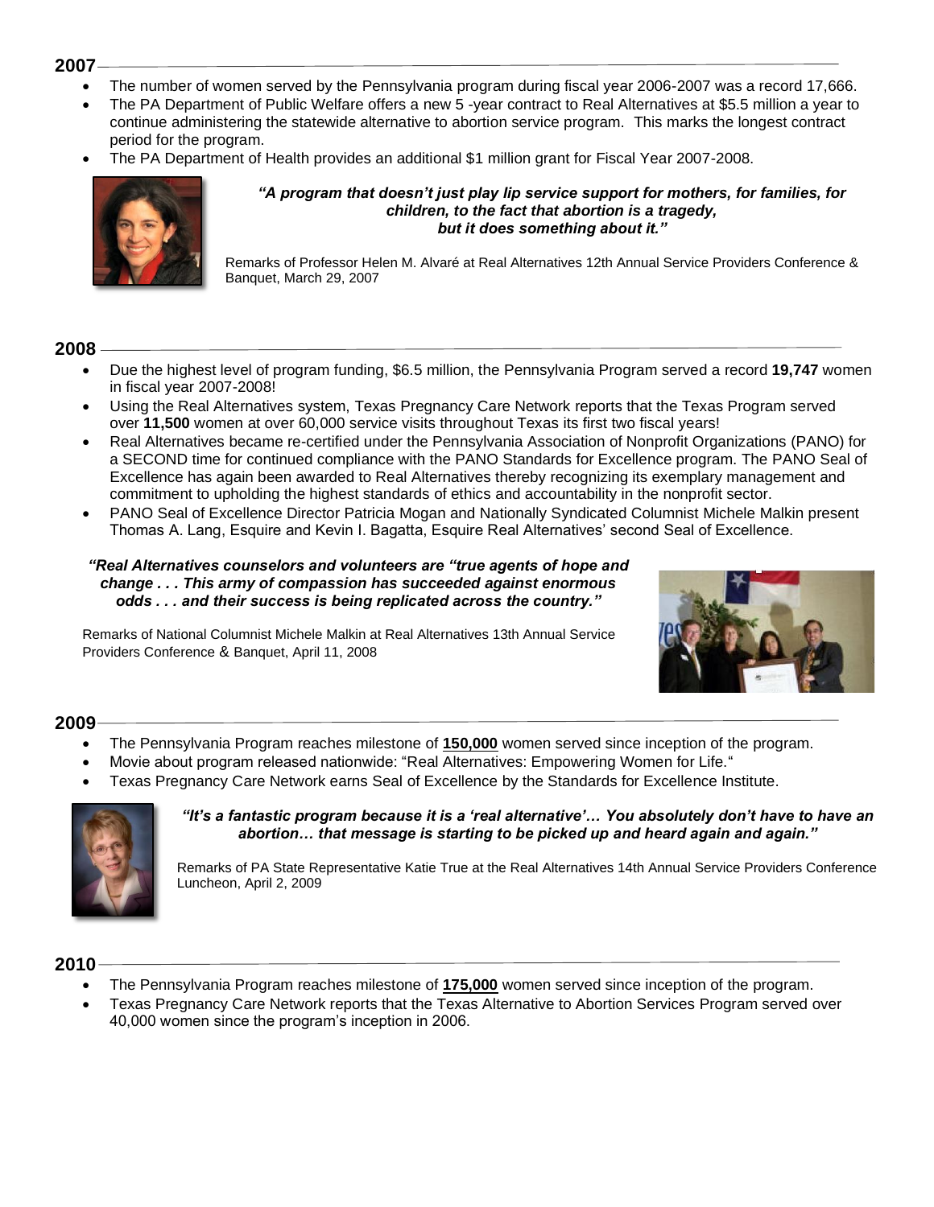## 2007

- The number of women served by the Pennsylvania program during fiscal year 2006-2007 was a record 17,666.
- The PA Department of Public Welfare offers a new 5 -year contract to Real Alternatives at $5.5 million a year to continue administering the statewide alternative to abortion service program. This marks the longest contract period for the program.
- The PA Department of Health provides an additional $1 million grant for Fiscal Year 2007-2008.

***"A program that doesn't just play lip service support for mothers, for families, for children, to the fact that abortion is a tragedy, but it does something about it."***

Remarks of Professor Helen M. Alvaré at Real Alternatives 12th Annual Service Providers Conference & Banquet, March 29, 2007

## 2008

- Due the highest level of program funding, $6.5 million, the Pennsylvania Program served a record **19,747** women in fiscal year 2007-2008!
- Using the Real Alternatives system, Texas Pregnancy Care Network reports that the Texas Program served over **11,500** women at over 60,000 service visits throughout Texas its first two fiscal years!
- Real Alternatives became re-certified under the Pennsylvania Association of Nonprofit Organizations (PANO) for a SECOND time for continued compliance with the PANO Standards for Excellence program. The PANO Seal of Excellence has again been awarded to Real Alternatives thereby recognizing its exemplary management and commitment to upholding the highest standards of ethics and accountability in the nonprofit sector.
- PANO Seal of Excellence Director Patricia Mogan and Nationally Syndicated Columnist Michele Malkin present Thomas A. Lang, Esquire and Kevin I. Bagatta, Esquire Real Alternatives' second Seal of Excellence.

***"Real Alternatives counselors and volunteers are "true agents of hope and change . . . This army of compassion has succeeded against enormous odds . . . and their success is being replicated across the country."***

Remarks of National Columnist Michele Malkin at Real Alternatives 13th Annual Service Providers Conference & Banquet, April 11, 2008

## 2009

- The Pennsylvania Program reaches milestone of **150,000** women served since inception of the program.
- Movie about program released nationwide: "Real Alternatives: Empowering Women for Life."
- Texas Pregnancy Care Network earns Seal of Excellence by the Standards for Excellence Institute.

***"It's a fantastic program because it is a 'real alternative'… You absolutely don't have to have an abortion… that message is starting to be picked up and heard again and again."***

Remarks of PA State Representative Katie True at the Real Alternatives 14th Annual Service Providers Conference Luncheon, April 2, 2009

## 2010

- The Pennsylvania Program reaches milestone of **175,000** women served since inception of the program.
- Texas Pregnancy Care Network reports that the Texas Alternative to Abortion Services Program served over 40,000 women since the program's inception in 2006.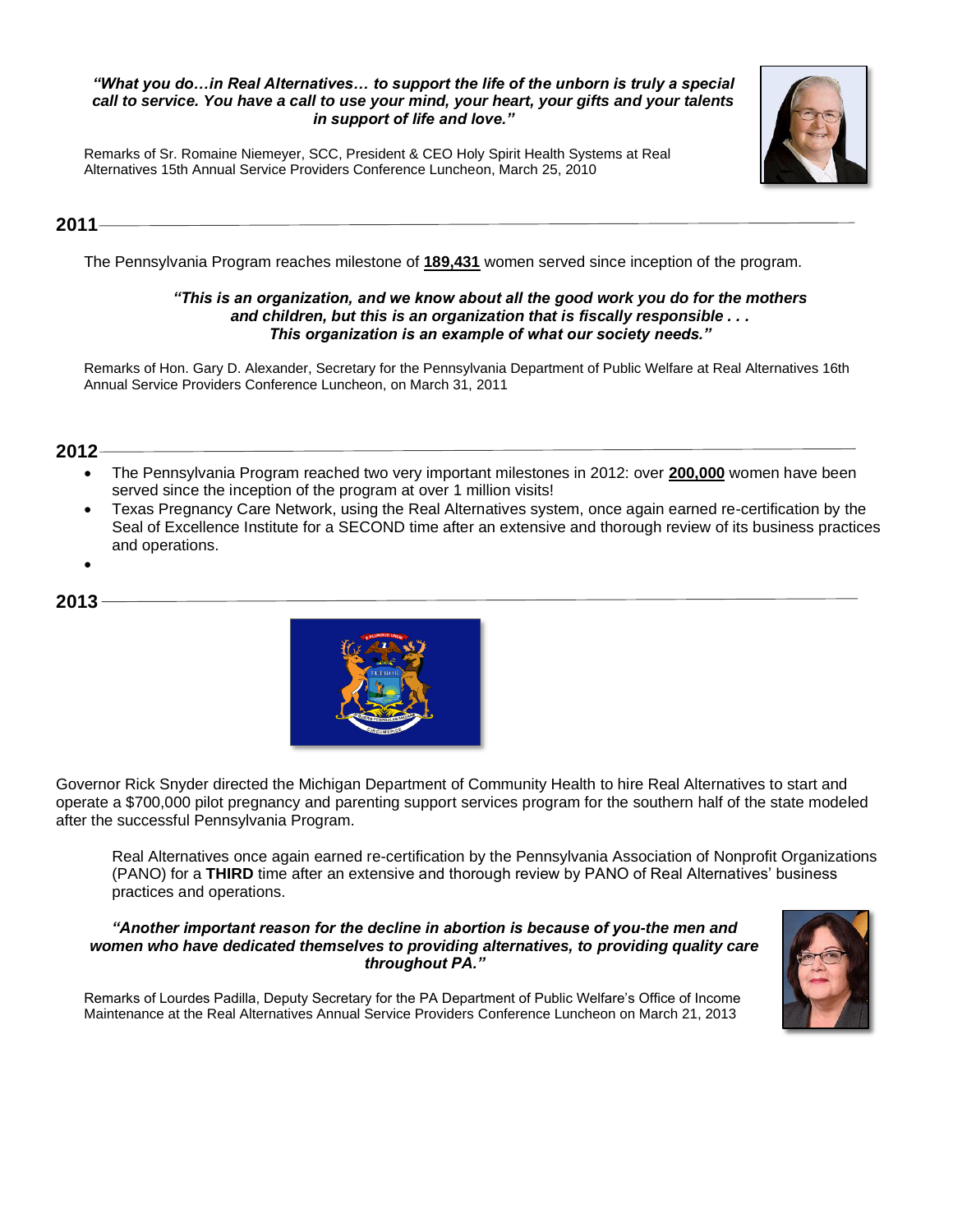***"What you do…in Real Alternatives… to support the life of the unborn is truly a special call to service. You have a call to use your mind, your heart, your gifts and your talents in support of life and love."***

Remarks of Sr. Romaine Niemeyer, SCC, President & CEO Holy Spirit Health Systems at Real Alternatives 15th Annual Service Providers Conference Luncheon, March 25, 2010

## 2011

The Pennsylvania Program reaches milestone of **189,431** women served since inception of the program.

***"This is an organization, and we know about all the good work you do for the mothers and children, but this is an organization that is fiscally responsible . . . This organization is an example of what our society needs."***

Remarks of Hon. Gary D. Alexander, Secretary for the Pennsylvania Department of Public Welfare at Real Alternatives 16th Annual Service Providers Conference Luncheon, on March 31, 2011

## 2012

- The Pennsylvania Program reached two very important milestones in 2012: over **200,000** women have been served since the inception of the program at over 1 million visits!
- Texas Pregnancy Care Network, using the Real Alternatives system, once again earned re-certification by the Seal of Excellence Institute for a SECOND time after an extensive and thorough review of its business practices and operations.

## 2013

Governor Rick Snyder directed the Michigan Department of Community Health to hire Real Alternatives to start and operate a $700,000 pilot pregnancy and parenting support services program for the southern half of the state modeled after the successful Pennsylvania Program.

Real Alternatives once again earned re-certification by the Pennsylvania Association of Nonprofit Organizations (PANO) for a **THIRD** time after an extensive and thorough review by PANO of Real Alternatives' business practices and operations.

***"Another important reason for the decline in abortion is because of you-the men and women who have dedicated themselves to providing alternatives, to providing quality care throughout PA."***

Remarks of Lourdes Padilla, Deputy Secretary for the PA Department of Public Welfare's Office of Income Maintenance at the Real Alternatives Annual Service Providers Conference Luncheon on March 21, 2013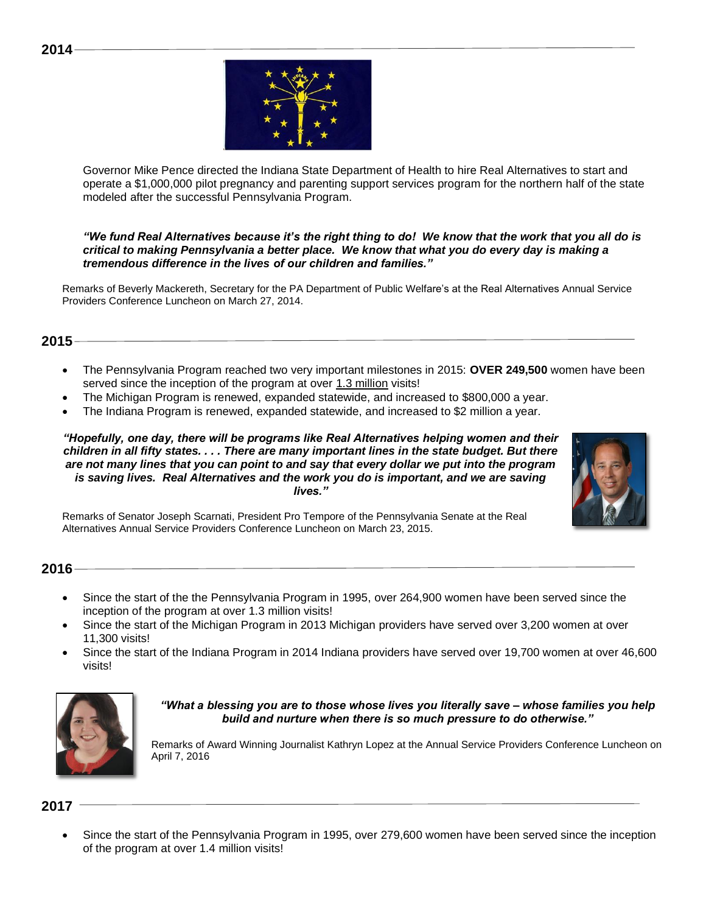## 2014

Governor Mike Pence directed the Indiana State Department of Health to hire Real Alternatives to start and operate a $1,000,000 pilot pregnancy and parenting support services program for the northern half of the state modeled after the successful Pennsylvania Program.

***"We fund Real Alternatives because it's the right thing to do! We know that the work that you all do is critical to making Pennsylvania a better place. We know that what you do every day is making a tremendous difference in the lives of our children and families."***

Remarks of Beverly Mackereth, Secretary for the PA Department of Public Welfare's at the Real Alternatives Annual Service Providers Conference Luncheon on March 27, 2014.

## 2015

- The Pennsylvania Program reached two very important milestones in 2015: **OVER 249,500** women have been served since the inception of the program at over 1.3 million visits!
- The Michigan Program is renewed, expanded statewide, and increased to $800,000 a year.
- The Indiana Program is renewed, expanded statewide, and increased to $2 million a year.

***"Hopefully, one day, there will be programs like Real Alternatives helping women and their children in all fifty states. . . . There are many important lines in the state budget. But there are not many lines that you can point to and say that every dollar we put into the program is saving lives. Real Alternatives and the work you do is important, and we are saving lives."***

Remarks of Senator Joseph Scarnati, President Pro Tempore of the Pennsylvania Senate at the Real Alternatives Annual Service Providers Conference Luncheon on March 23, 2015.

## 2016

- Since the start of the the Pennsylvania Program in 1995, over 264,900 women have been served since the inception of the program at over 1.3 million visits!
- Since the start of the Michigan Program in 2013 Michigan providers have served over 3,200 women at over 11,300 visits!
- Since the start of the Indiana Program in 2014 Indiana providers have served over 19,700 women at over 46,600 visits!

***"What a blessing you are to those whose lives you literally save – whose families you help build and nurture when there is so much pressure to do otherwise."***

Remarks of Award Winning Journalist Kathryn Lopez at the Annual Service Providers Conference Luncheon on April 7, 2016

## 2017

- Since the start of the Pennsylvania Program in 1995, over 279,600 women have been served since the inception of the program at over 1.4 million visits!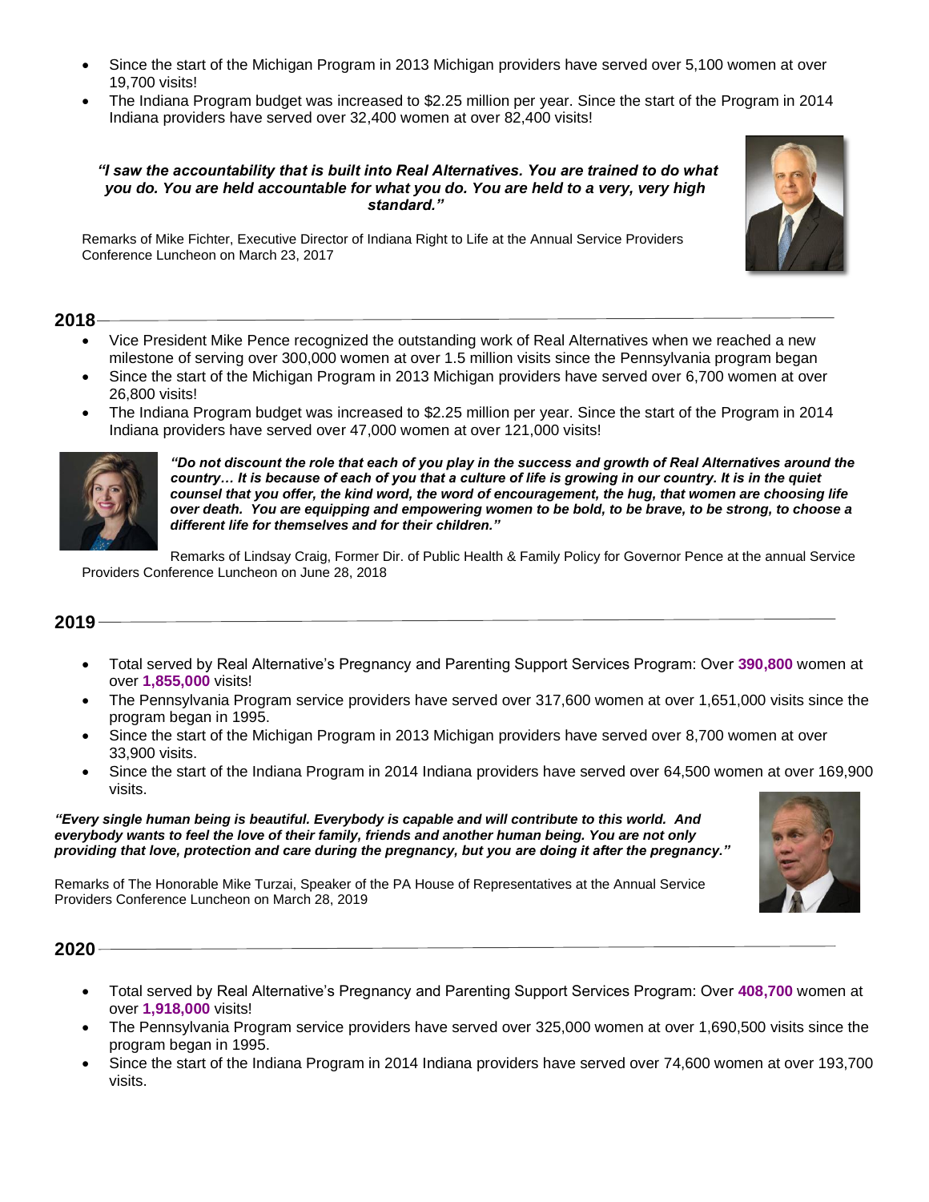- Since the start of the Michigan Program in 2013 Michigan providers have served over 5,100 women at over 19,700 visits!
- The Indiana Program budget was increased to $2.25 million per year. Since the start of the Program in 2014 Indiana providers have served over 32,400 women at over 82,400 visits!

***"I saw the accountability that is built into Real Alternatives. You are trained to do what you do. You are held accountable for what you do. You are held to a very, very high standard."***

Remarks of Mike Fichter, Executive Director of Indiana Right to Life at the Annual Service Providers Conference Luncheon on March 23, 2017

## 2018

- Vice President Mike Pence recognized the outstanding work of Real Alternatives when we reached a new milestone of serving over 300,000 women at over 1.5 million visits since the Pennsylvania program began
- Since the start of the Michigan Program in 2013 Michigan providers have served over 6,700 women at over 26,800 visits!
- The Indiana Program budget was increased to $2.25 million per year. Since the start of the Program in 2014 Indiana providers have served over 47,000 women at over 121,000 visits!

***"Do not discount the role that each of you play in the success and growth of Real Alternatives around the country… It is because of each of you that a culture of life is growing in our country. It is in the quiet counsel that you offer, the kind word, the word of encouragement, the hug, that women are choosing life over death. You are equipping and empowering women to be bold, to be brave, to be strong, to choose a different life for themselves and for their children."***

Remarks of Lindsay Craig, Former Dir. of Public Health & Family Policy for Governor Pence at the annual Service Providers Conference Luncheon on June 28, 2018

## 2019

- Total served by Real Alternative's Pregnancy and Parenting Support Services Program: Over **390,800** women at over **1,855,000** visits!
- The Pennsylvania Program service providers have served over 317,600 women at over 1,651,000 visits since the program began in 1995.
- Since the start of the Michigan Program in 2013 Michigan providers have served over 8,700 women at over 33,900 visits.
- Since the start of the Indiana Program in 2014 Indiana providers have served over 64,500 women at over 169,900 visits.

***"Every single human being is beautiful. Everybody is capable and will contribute to this world. And everybody wants to feel the love of their family, friends and another human being. You are not only providing that love, protection and care during the pregnancy, but you are doing it after the pregnancy."***

Remarks of The Honorable Mike Turzai, Speaker of the PA House of Representatives at the Annual Service Providers Conference Luncheon on March 28, 2019

## 2020

- Total served by Real Alternative's Pregnancy and Parenting Support Services Program: Over **408,700** women at over **1,918,000** visits!
- The Pennsylvania Program service providers have served over 325,000 women at over 1,690,500 visits since the program began in 1995.
- Since the start of the Indiana Program in 2014 Indiana providers have served over 74,600 women at over 193,700 visits.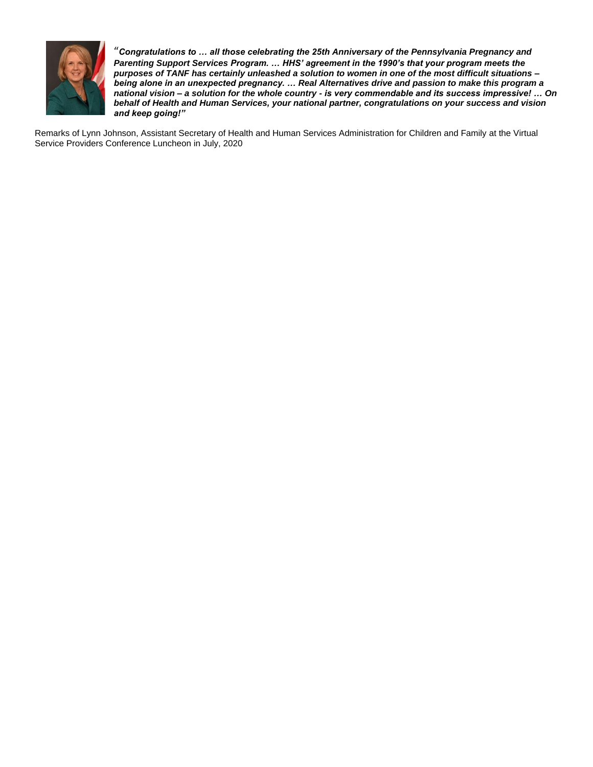*"Congratulations to … all those celebrating the 25th Anniversary of the Pennsylvania Pregnancy and Parenting Support Services Program. … HHS' agreement in the 1990's that your program meets the purposes of TANF has certainly unleashed a solution to women in one of the most difficult situations – being alone in an unexpected pregnancy. … Real Alternatives drive and passion to make this program a national vision – a solution for the whole country - is very commendable and its success impressive! … On behalf of Health and Human Services, your national partner, congratulations on your success and vision and keep going!"*

Remarks of Lynn Johnson, Assistant Secretary of Health and Human Services Administration for Children and Family at the Virtual Service Providers Conference Luncheon in July, 2020